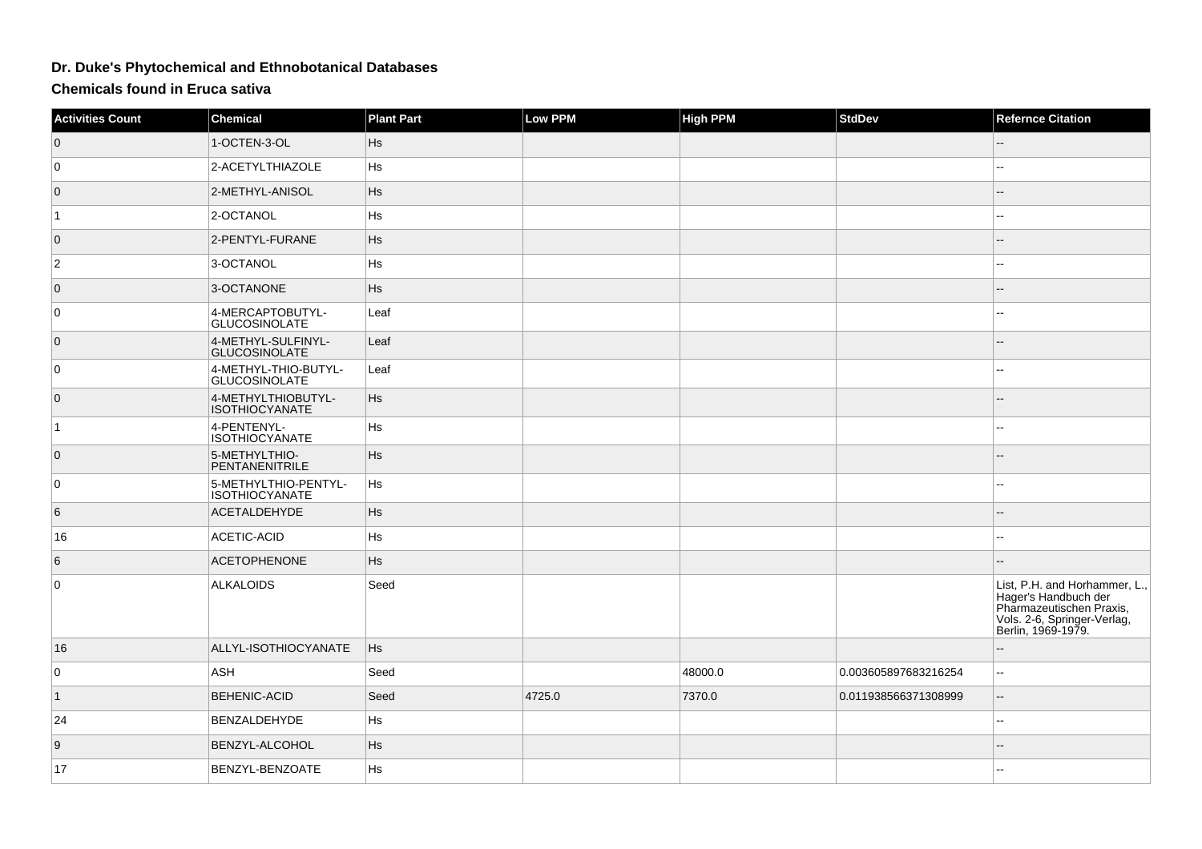# Dr. Duke's Phytochemical and Ethnobotanical Databases

## Chemicals found in Eruca sativa

| Activities Count | Chemical | Plant Part | Low PPM | High PPM | StdDev | Refernce Citation |
| --- | --- | --- | --- | --- | --- | --- |
| 0 | 1-OCTEN-3-OL | Hs | | | | -- |
| 0 | 2-ACETYLTHIAZOLE | Hs | | | | -- |
| 0 | 2-METHYL-ANISOL | Hs | | | | -- |
| 1 | 2-OCTANOL | Hs | | | | -- |
| 0 | 2-PENTYL-FURANE | Hs | | | | -- |
| 2 | 3-OCTANOL | Hs | | | | -- |
| 0 | 3-OCTANONE | Hs | | | | -- |
| 0 | 4-MERCAPTOBUTYL-GLUCOSINOLATE | Leaf | | | | -- |
| 0 | 4-METHYL-SULFINYL-GLUCOSINOLATE | Leaf | | | | -- |
| 0 | 4-METHYL-THIO-BUTYL-GLUCOSINOLATE | Leaf | | | | -- |
| 0 | 4-METHYLTHIOBUTYL-ISOTHIOCYANATE | Hs | | | | -- |
| 1 | 4-PENTENYL-ISOTHIOCYANATE | Hs | | | | -- |
| 0 | 5-METHYLTHIO-PENTANENITRILE | Hs | | | | -- |
| 0 | 5-METHYLTHIO-PENTYL-ISOTHIOCYANATE | Hs | | | | -- |
| 6 | ACETALDEHYDE | Hs | | | | -- |
| 16 | ACETIC-ACID | Hs | | | | -- |
| 6 | ACETOPHENONE | Hs | | | | -- |
| 0 | ALKALOIDS | Seed | | | | List, P.H. and Horhammer, L., Hager's Handbuch der Pharmazeutischen Praxis, Vols. 2-6, Springer-Verlag, Berlin, 1969-1979. |
| 16 | ALLYL-ISOTHIOCYANATE | Hs | | | | -- |
| 0 | ASH | Seed | | 48000.0 | 0.003605897683216254 | -- |
| 1 | BEHENIC-ACID | Seed | 4725.0 | 7370.0 | 0.011938566371308999 | -- |
| 24 | BENZALDEHYDE | Hs | | | | -- |
| 9 | BENZYL-ALCOHOL | Hs | | | | -- |
| 17 | BENZYL-BENZOATE | Hs | | | | -- |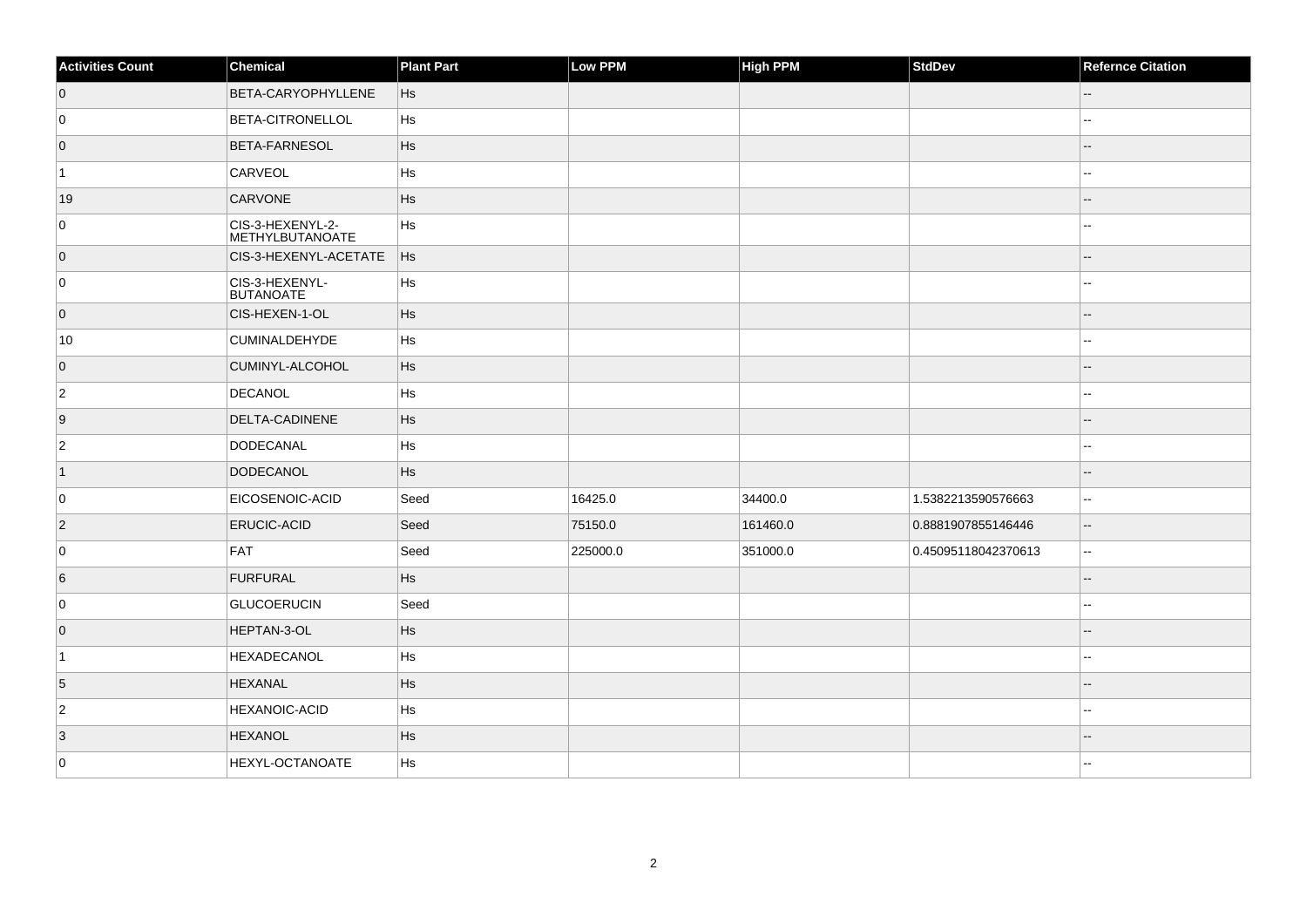| Activities Count | Chemical | Plant Part | Low PPM | High PPM | StdDev | Refernce Citation |
|---|---|---|---|---|---|---|
| 0 | BETA-CARYOPHYLLENE | Hs | | | | -- |
| 0 | BETA-CITRONELLOL | Hs | | | | -- |
| 0 | BETA-FARNESOL | Hs | | | | -- |
| 1 | CARVEOL | Hs | | | | -- |
| 19 | CARVONE | Hs | | | | -- |
| 0 | CIS-3-HEXENYL-2-METHYLBUTANOATE | Hs | | | | -- |
| 0 | CIS-3-HEXENYL-ACETATE | Hs | | | | -- |
| 0 | CIS-3-HEXENYL-BUTANOATE | Hs | | | | -- |
| 0 | CIS-HEXEN-1-OL | Hs | | | | -- |
| 10 | CUMINALDEHYDE | Hs | | | | -- |
| 0 | CUMINYL-ALCOHOL | Hs | | | | -- |
| 2 | DECANOL | Hs | | | | -- |
| 9 | DELTA-CADINENE | Hs | | | | -- |
| 2 | DODECANAL | Hs | | | | -- |
| 1 | DODECANOL | Hs | | | | -- |
| 0 | EICOSENOIC-ACID | Seed | 16425.0 | 34400.0 | 1.5382213590576663 | -- |
| 2 | ERUCIC-ACID | Seed | 75150.0 | 161460.0 | 0.8881907855146446 | -- |
| 0 | FAT | Seed | 225000.0 | 351000.0 | 0.45095118042370613 | -- |
| 6 | FURFURAL | Hs | | | | -- |
| 0 | GLUCOERUCIN | Seed | | | | -- |
| 0 | HEPTAN-3-OL | Hs | | | | -- |
| 1 | HEXADECANOL | Hs | | | | -- |
| 5 | HEXANAL | Hs | | | | -- |
| 2 | HEXANOIC-ACID | Hs | | | | -- |
| 3 | HEXANOL | Hs | | | | -- |
| 0 | HEXYL-OCTANOATE | Hs | | | | -- |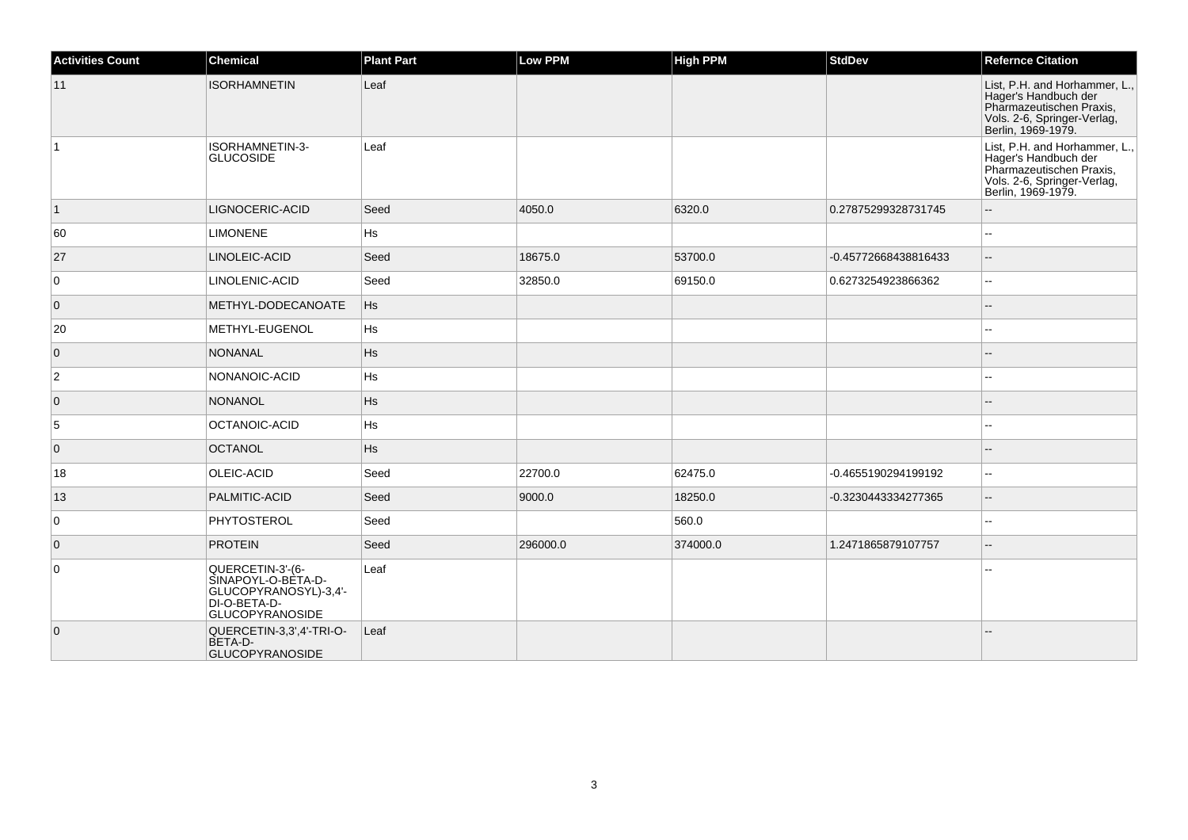| Activities Count | Chemical | Plant Part | Low PPM | High PPM | StdDev | Refernce Citation |
|---|---|---|---|---|---|---|
| 11 | ISORHAMNETIN | Leaf | | | | List, P.H. and Horhammer, L., Hager's Handbuch der Pharmazeutischen Praxis, Vols. 2-6, Springer-Verlag, Berlin, 1969-1979. |
| 1 | ISORHAMNETIN-3-GLUCOSIDE | Leaf | | | | List, P.H. and Horhammer, L., Hager's Handbuch der Pharmazeutischen Praxis, Vols. 2-6, Springer-Verlag, Berlin, 1969-1979. |
| 1 | LIGNOCERIC-ACID | Seed | 4050.0 | 6320.0 | 0.27875299328731745 | -- |
| 60 | LIMONENE | Hs | | | | -- |
| 27 | LINOLEIC-ACID | Seed | 18675.0 | 53700.0 | -0.45772668438816433 | -- |
| 0 | LINOLENIC-ACID | Seed | 32850.0 | 69150.0 | 0.6273254923866362 | -- |
| 0 | METHYL-DODECANOATE | Hs | | | | -- |
| 20 | METHYL-EUGENOL | Hs | | | | -- |
| 0 | NONANAL | Hs | | | | -- |
| 2 | NONANOIC-ACID | Hs | | | | -- |
| 0 | NONANOL | Hs | | | | -- |
| 5 | OCTANOIC-ACID | Hs | | | | -- |
| 0 | OCTANOL | Hs | | | | -- |
| 18 | OLEIC-ACID | Seed | 22700.0 | 62475.0 | -0.4655190294199192 | -- |
| 13 | PALMITIC-ACID | Seed | 9000.0 | 18250.0 | -0.3230443334277365 | -- |
| 0 | PHYTOSTEROL | Seed | | 560.0 | | -- |
| 0 | PROTEIN | Seed | 296000.0 | 374000.0 | 1.2471865879107757 | -- |
| 0 | QUERCETIN-3'-(6-SINAPOYL-O-BETA-D-GLUCOPYRANOSYL)-3,4'-DI-O-BETA-D-GLUCOPYRANOSIDE | Leaf | | | | -- |
| 0 | QUERCETIN-3,3',4'-TRI-O-BETA-D-GLUCOPYRANOSIDE | Leaf | | | | -- |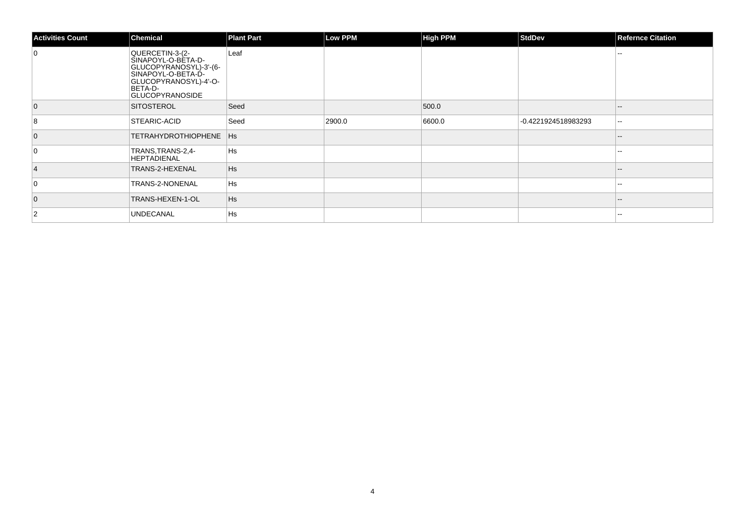| Activities Count | Chemical | Plant Part | Low PPM | High PPM | StdDev | Refernce Citation |
|---|---|---|---|---|---|---|
| 0 | QUERCETIN-3-(2-SINAPOYL-O-BETA-D-GLUCOPYRANOSYL)-3'-(6-SINAPOYL-O-BETA-D-GLUCOPYRANOSYL)-4'-O-BETA-D-GLUCOPYRANOSIDE | Leaf | | | | -- |
| 0 | SITOSTEROL | Seed | | 500.0 | | -- |
| 8 | STEARIC-ACID | Seed | 2900.0 | 6600.0 | -0.4221924518983293 | -- |
| 0 | TETRAHYDROTHIOPHENE | Hs | | | | -- |
| 0 | TRANS,TRANS-2,4-HEPTADIENAL | Hs | | | | -- |
| 4 | TRANS-2-HEXENAL | Hs | | | | -- |
| 0 | TRANS-2-NONENAL | Hs | | | | -- |
| 0 | TRANS-HEXEN-1-OL | Hs | | | | -- |
| 2 | UNDECANAL | Hs | | | | -- |